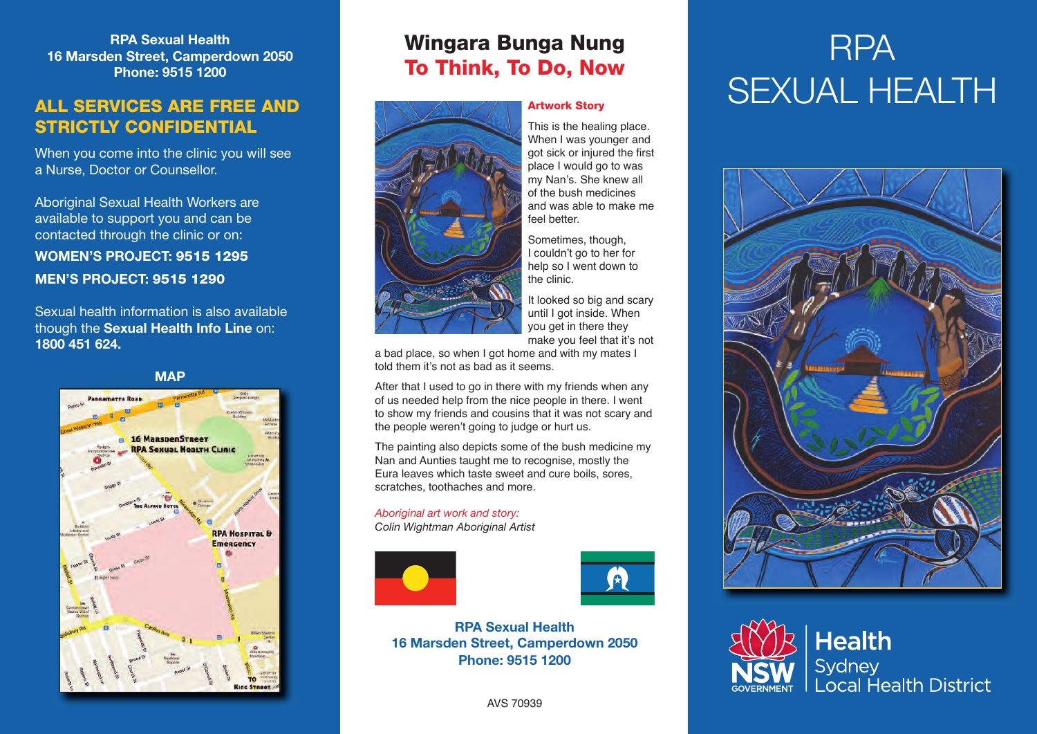**RPA Sexual Health**
**16 Marsden Street, Camperdown 2050**
**Phone: 9515 1200**

## ALL SERVICES ARE FREE AND STRICTLY CONFIDENTIAL

When you come into the clinic you will see a Nurse, Doctor or Counsellor.

Aboriginal Sexual Health Workers are available to support you and can be contacted through the clinic or on:

**WOMEN'S PROJECT: 9515 1295**

**MEN'S PROJECT: 9515 1290**

Sexual health information is also available though the **Sexual Health Info Line** on: **1800 451 624.**

**MAP**

# Wingara Bunga Nung

## To Think, To Do, Now

### Artwork Story

This is the healing place. When I was younger and got sick or injured the first place I would go to was my Nan's. She knew all of the bush medicines and was able to make me feel better.

Sometimes, though, I couldn't go to her for help so I went down to the clinic.

It looked so big and scary until I got inside. When you get in there they make you feel that it's not a bad place, so when I got home and with my mates I told them it's not as bad as it seems.

After that I used to go in there with my friends when any of us needed help from the nice people in there. I went to show my friends and cousins that it was not scary and the people weren't going to judge or hurt us.

The painting also depicts some of the bush medicine my Nan and Aunties taught me to recognise, mostly the Eura leaves which taste sweet and cure boils, sores, scratches, toothaches and more.

*Aboriginal art work and story:*
*Colin Wightman Aboriginal Artist*

**RPA Sexual Health**
**16 Marsden Street, Camperdown 2050**
**Phone: 9515 1200**

AVS 70939

# RPA SEXUAL HEALTH

NSW GOVERNMENT | Health Sydney Local Health District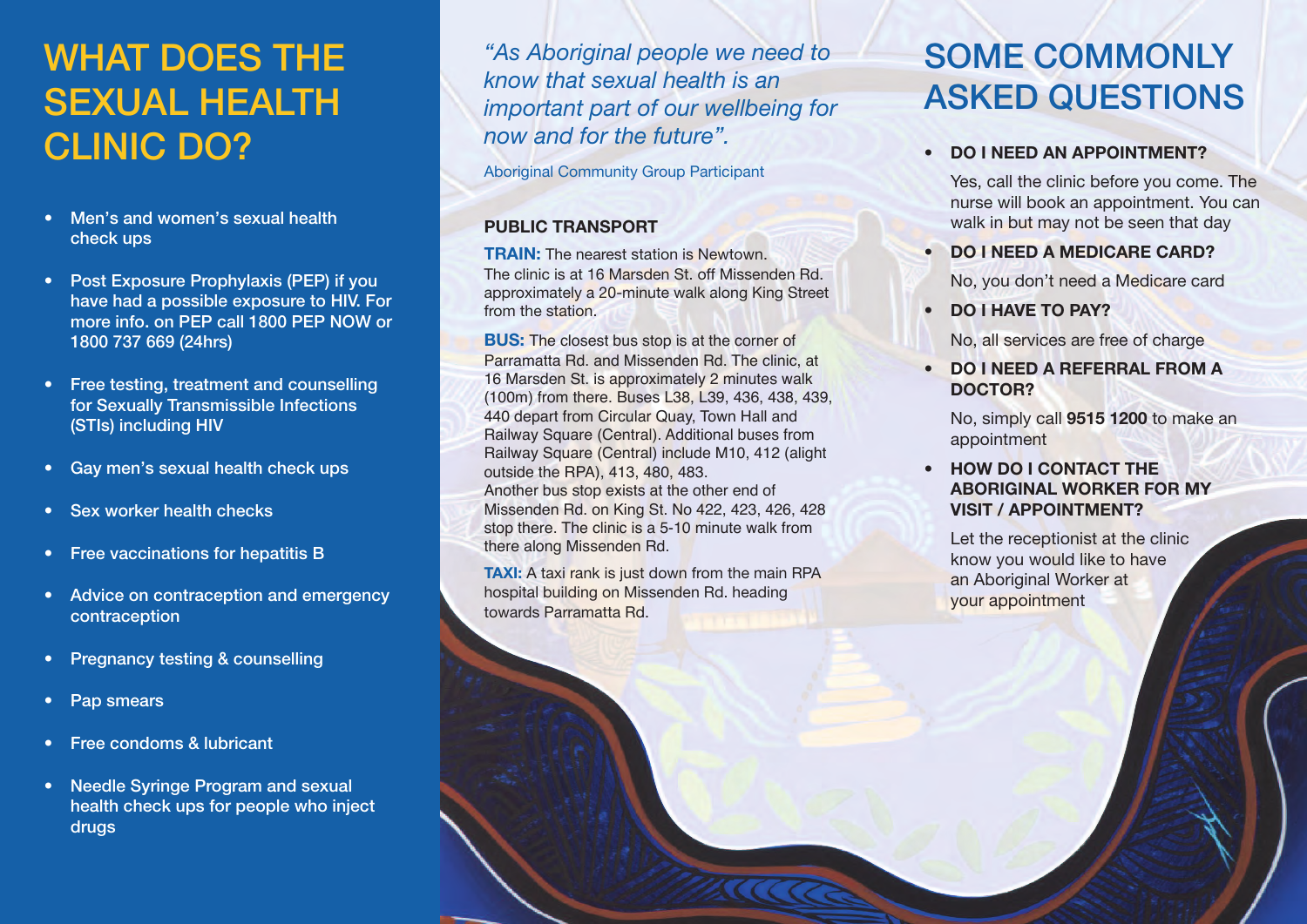# WHAT DOES THE SEXUAL HEALTH CLINIC DO?

- Men's and women's sexual health check ups
- Post Exposure Prophylaxis (PEP) if you have had a possible exposure to HIV. For more info. on PEP call 1800 PEP NOW or 1800 737 669 (24hrs)
- Free testing, treatment and counselling for Sexually Transmissible Infections (STIs) including HIV
- Gay men's sexual health check ups
- Sex worker health checks
- Free vaccinations for hepatitis B
- Advice on contraception and emergency contraception
- Pregnancy testing & counselling
- Pap smears
- Free condoms & lubricant
- Needle Syringe Program and sexual health check ups for people who inject drugs

*"As Aboriginal people we need to know that sexual health is an important part of our wellbeing for now and for the future".*

Aboriginal Community Group Participant

**PUBLIC TRANSPORT**

**TRAIN:** The nearest station is Newtown. The clinic is at 16 Marsden St. off Missenden Rd. approximately a 20-minute walk along King Street from the station.

**BUS:** The closest bus stop is at the corner of Parramatta Rd. and Missenden Rd. The clinic, at 16 Marsden St. is approximately 2 minutes walk (100m) from there. Buses L38, L39, 436, 438, 439, 440 depart from Circular Quay, Town Hall and Railway Square (Central). Additional buses from Railway Square (Central) include M10, 412 (alight outside the RPA), 413, 480, 483.
Another bus stop exists at the other end of Missenden Rd. on King St. No 422, 423, 426, 428 stop there. The clinic is a 5-10 minute walk from there along Missenden Rd.

**TAXI:** A taxi rank is just down from the main RPA hospital building on Missenden Rd. heading towards Parramatta Rd.

# SOME COMMONLY ASKED QUESTIONS

- **DO I NEED AN APPOINTMENT?**

  Yes, call the clinic before you come. The nurse will book an appointment. You can walk in but may not be seen that day

- **DO I NEED A MEDICARE CARD?**

  No, you don't need a Medicare card

- **DO I HAVE TO PAY?**

  No, all services are free of charge

- **DO I NEED A REFERRAL FROM A DOCTOR?**

  No, simply call **9515 1200** to make an appointment

- **HOW DO I CONTACT THE ABORIGINAL WORKER FOR MY VISIT / APPOINTMENT?**

  Let the receptionist at the clinic know you would like to have an Aboriginal Worker at your appointment